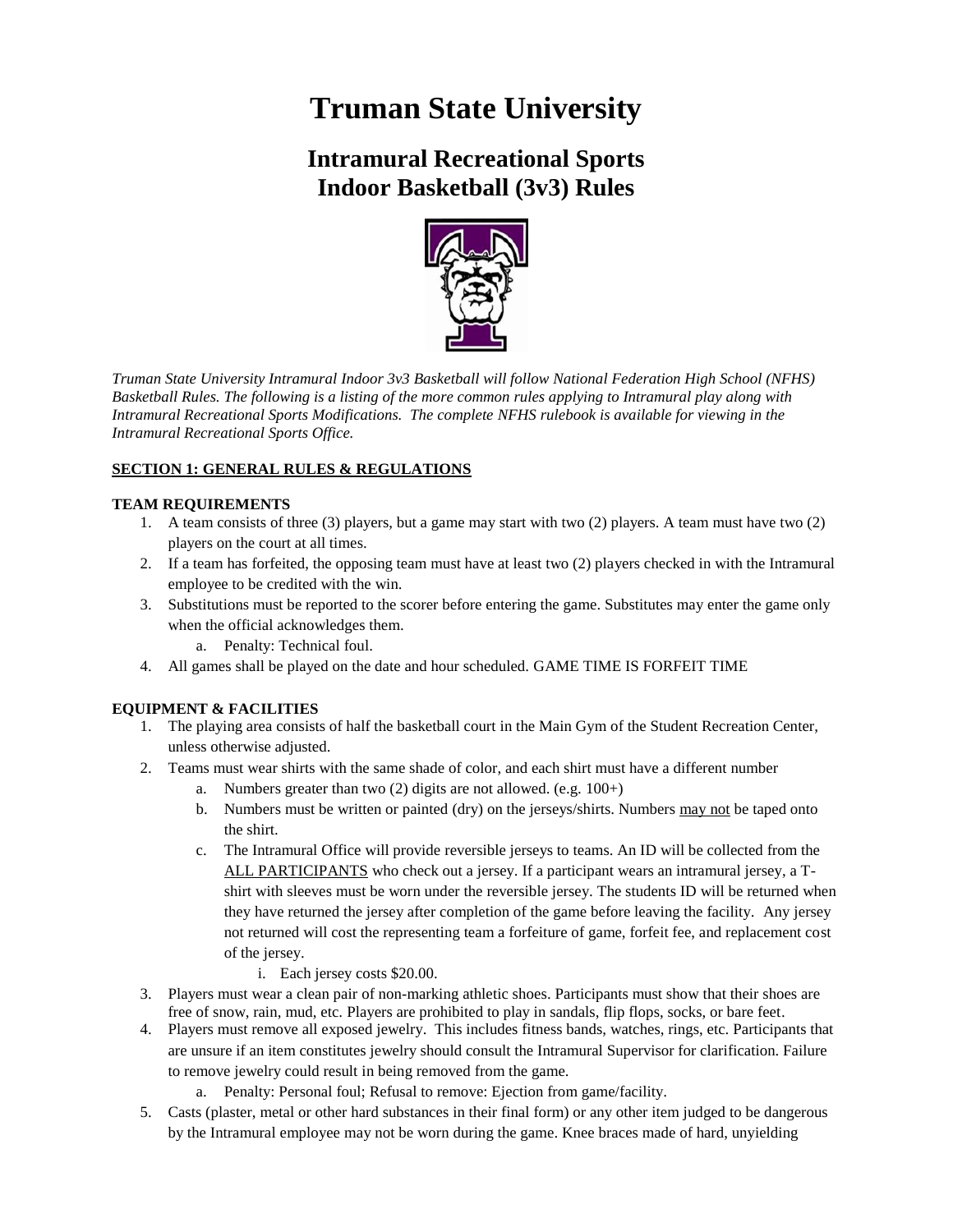# Truman State University

## Intramural Recreational Sports
## Indoor Basketball (3v3) Rules

*Truman State University Intramural Indoor 3v3 Basketball will follow National Federation High School (NFHS) Basketball Rules. The following is a listing of the more common rules applying to Intramural play along with Intramural Recreational Sports Modifications. The complete NFHS rulebook is available for viewing in the Intramural Recreational Sports Office.*

**SECTION 1: GENERAL RULES & REGULATIONS**

**TEAM REQUIREMENTS**

1. A team consists of three (3) players, but a game may start with two (2) players. A team must have two (2) players on the court at all times.
2. If a team has forfeited, the opposing team must have at least two (2) players checked in with the Intramural employee to be credited with the win.
3. Substitutions must be reported to the scorer before entering the game. Substitutes may enter the game only when the official acknowledges them.
    a. Penalty: Technical foul.
4. All games shall be played on the date and hour scheduled. GAME TIME IS FORFEIT TIME

**EQUIPMENT & FACILITIES**

1. The playing area consists of half the basketball court in the Main Gym of the Student Recreation Center, unless otherwise adjusted.
2. Teams must wear shirts with the same shade of color, and each shirt must have a different number
    a. Numbers greater than two (2) digits are not allowed. (e.g. 100+)
    b. Numbers must be written or painted (dry) on the jerseys/shirts. Numbers may not be taped onto the shirt.
    c. The Intramural Office will provide reversible jerseys to teams. An ID will be collected from the ALL PARTICIPANTS who check out a jersey. If a participant wears an intramural jersey, a T-shirt with sleeves must be worn under the reversible jersey. The students ID will be returned when they have returned the jersey after completion of the game before leaving the facility. Any jersey not returned will cost the representing team a forfeiture of game, forfeit fee, and replacement cost of the jersey.
        i. Each jersey costs $20.00.
3. Players must wear a clean pair of non-marking athletic shoes. Participants must show that their shoes are free of snow, rain, mud, etc. Players are prohibited to play in sandals, flip flops, socks, or bare feet.
4. Players must remove all exposed jewelry. This includes fitness bands, watches, rings, etc. Participants that are unsure if an item constitutes jewelry should consult the Intramural Supervisor for clarification. Failure to remove jewelry could result in being removed from the game.
    a. Penalty: Personal foul; Refusal to remove: Ejection from game/facility.
5. Casts (plaster, metal or other hard substances in their final form) or any other item judged to be dangerous by the Intramural employee may not be worn during the game. Knee braces made of hard, unyielding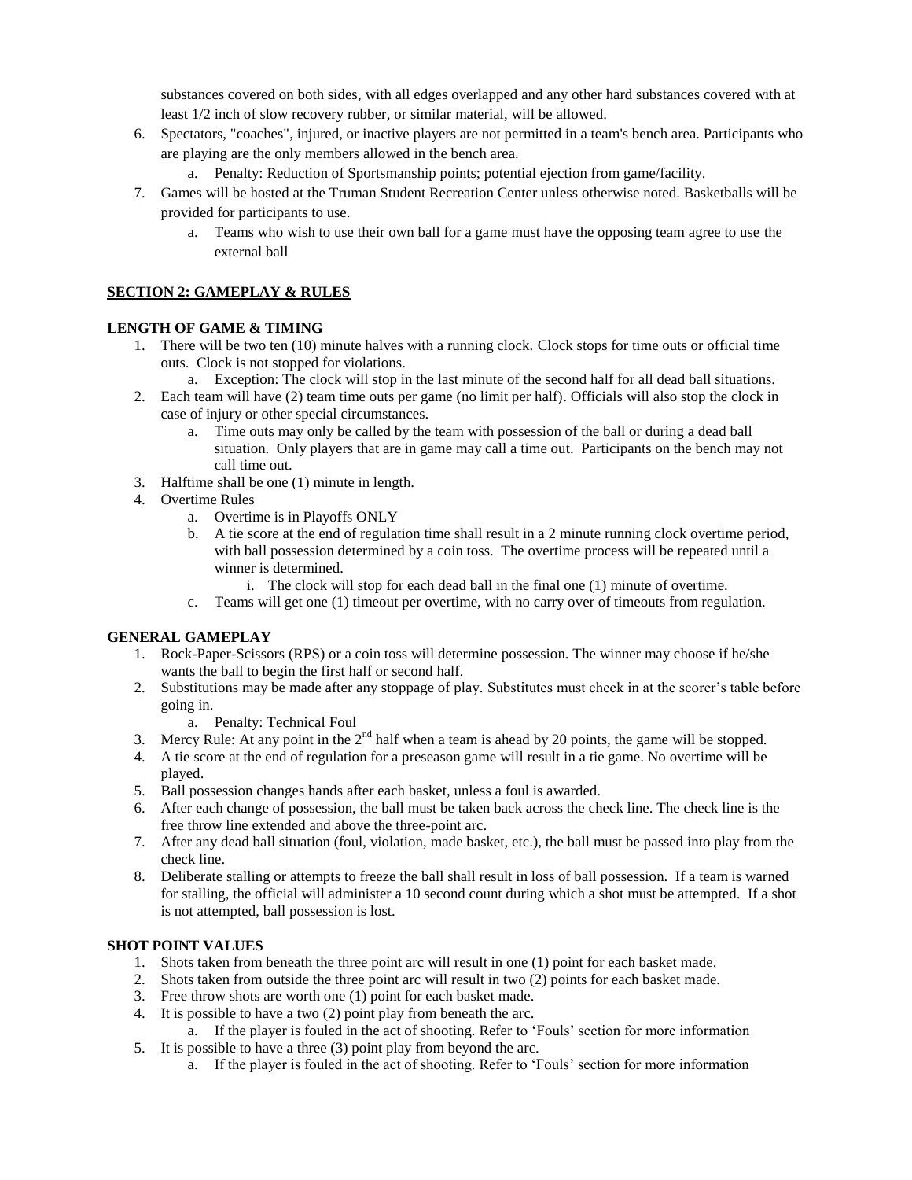substances covered on both sides, with all edges overlapped and any other hard substances covered with at least 1/2 inch of slow recovery rubber, or similar material, will be allowed.

6. Spectators, "coaches", injured, or inactive players are not permitted in a team's bench area. Participants who are playing are the only members allowed in the bench area.
    a. Penalty: Reduction of Sportsmanship points; potential ejection from game/facility.
7. Games will be hosted at the Truman Student Recreation Center unless otherwise noted. Basketballs will be provided for participants to use.
    a. Teams who wish to use their own ball for a game must have the opposing team agree to use the external ball

## SECTION 2: GAMEPLAY & RULES

### LENGTH OF GAME & TIMING

1. There will be two ten (10) minute halves with a running clock. Clock stops for time outs or official time outs. Clock is not stopped for violations.
    a. Exception: The clock will stop in the last minute of the second half for all dead ball situations.
2. Each team will have (2) team time outs per game (no limit per half). Officials will also stop the clock in case of injury or other special circumstances.
    a. Time outs may only be called by the team with possession of the ball or during a dead ball situation. Only players that are in game may call a time out. Participants on the bench may not call time out.
3. Halftime shall be one (1) minute in length.
4. Overtime Rules
    a. Overtime is in Playoffs ONLY
    b. A tie score at the end of regulation time shall result in a 2 minute running clock overtime period, with ball possession determined by a coin toss. The overtime process will be repeated until a winner is determined.
        i. The clock will stop for each dead ball in the final one (1) minute of overtime.
    c. Teams will get one (1) timeout per overtime, with no carry over of timeouts from regulation.

### GENERAL GAMEPLAY

1. Rock-Paper-Scissors (RPS) or a coin toss will determine possession. The winner may choose if he/she wants the ball to begin the first half or second half.
2. Substitutions may be made after any stoppage of play. Substitutes must check in at the scorer's table before going in.
    a. Penalty: Technical Foul
3. Mercy Rule: At any point in the 2nd half when a team is ahead by 20 points, the game will be stopped.
4. A tie score at the end of regulation for a preseason game will result in a tie game. No overtime will be played.
5. Ball possession changes hands after each basket, unless a foul is awarded.
6. After each change of possession, the ball must be taken back across the check line. The check line is the free throw line extended and above the three-point arc.
7. After any dead ball situation (foul, violation, made basket, etc.), the ball must be passed into play from the check line.
8. Deliberate stalling or attempts to freeze the ball shall result in loss of ball possession. If a team is warned for stalling, the official will administer a 10 second count during which a shot must be attempted. If a shot is not attempted, ball possession is lost.

### SHOT POINT VALUES

1. Shots taken from beneath the three point arc will result in one (1) point for each basket made.
2. Shots taken from outside the three point arc will result in two (2) points for each basket made.
3. Free throw shots are worth one (1) point for each basket made.
4. It is possible to have a two (2) point play from beneath the arc.
    a. If the player is fouled in the act of shooting. Refer to 'Fouls' section for more information
5. It is possible to have a three (3) point play from beyond the arc.
    a. If the player is fouled in the act of shooting. Refer to 'Fouls' section for more information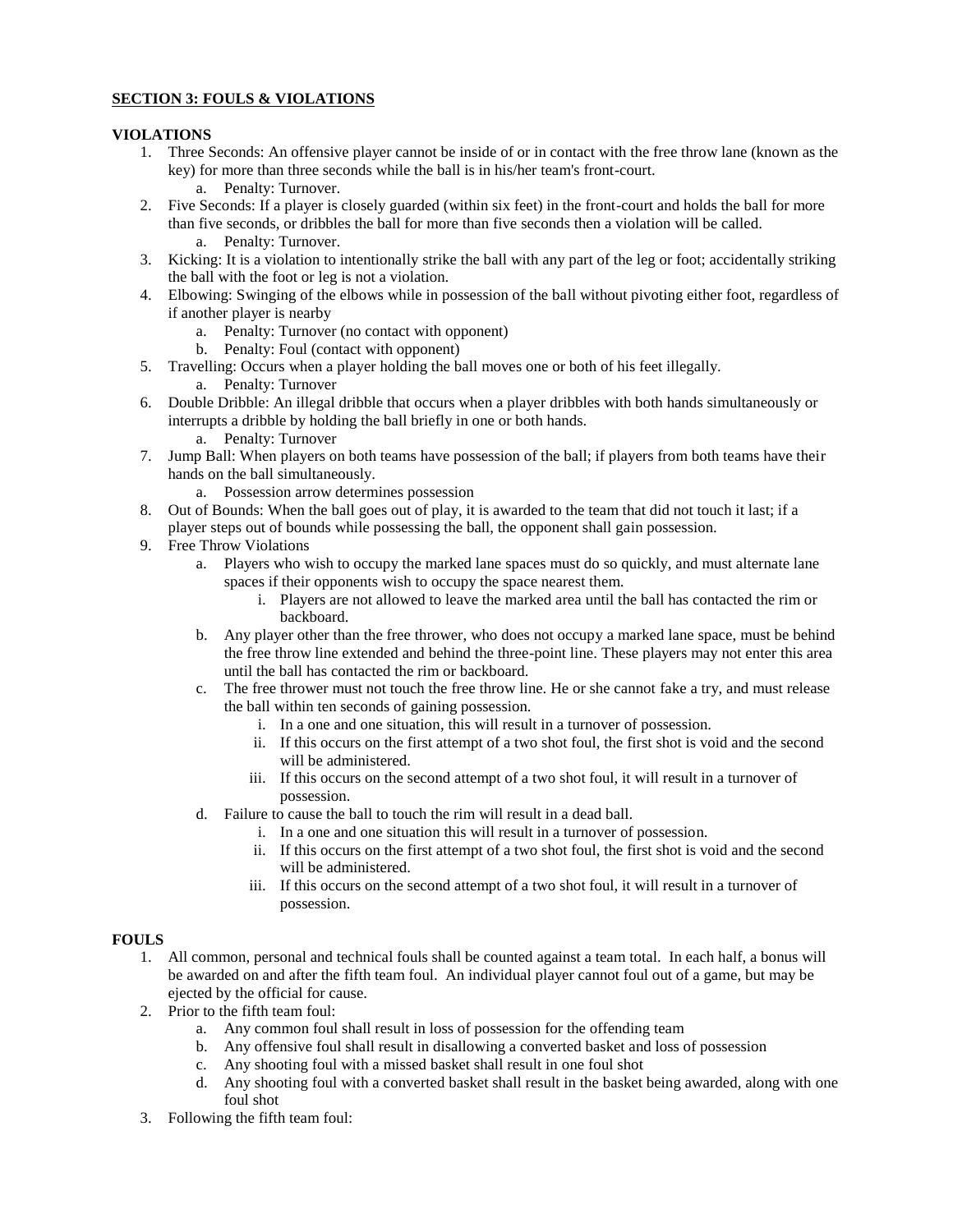**SECTION 3: FOULS & VIOLATIONS**

**VIOLATIONS**

1. Three Seconds: An offensive player cannot be inside of or in contact with the free throw lane (known as the key) for more than three seconds while the ball is in his/her team's front-court.
    a. Penalty: Turnover.
2. Five Seconds: If a player is closely guarded (within six feet) in the front-court and holds the ball for more than five seconds, or dribbles the ball for more than five seconds then a violation will be called.
    a. Penalty: Turnover.
3. Kicking: It is a violation to intentionally strike the ball with any part of the leg or foot; accidentally striking the ball with the foot or leg is not a violation.
4. Elbowing: Swinging of the elbows while in possession of the ball without pivoting either foot, regardless of if another player is nearby
    a. Penalty: Turnover (no contact with opponent)
    b. Penalty: Foul (contact with opponent)
5. Travelling: Occurs when a player holding the ball moves one or both of his feet illegally.
    a. Penalty: Turnover
6. Double Dribble: An illegal dribble that occurs when a player dribbles with both hands simultaneously or interrupts a dribble by holding the ball briefly in one or both hands.
    a. Penalty: Turnover
7. Jump Ball: When players on both teams have possession of the ball; if players from both teams have their hands on the ball simultaneously.
    a. Possession arrow determines possession
8. Out of Bounds: When the ball goes out of play, it is awarded to the team that did not touch it last; if a player steps out of bounds while possessing the ball, the opponent shall gain possession.
9. Free Throw Violations
    a. Players who wish to occupy the marked lane spaces must do so quickly, and must alternate lane spaces if their opponents wish to occupy the space nearest them.
        i. Players are not allowed to leave the marked area until the ball has contacted the rim or backboard.
    b. Any player other than the free thrower, who does not occupy a marked lane space, must be behind the free throw line extended and behind the three-point line. These players may not enter this area until the ball has contacted the rim or backboard.
    c. The free thrower must not touch the free throw line. He or she cannot fake a try, and must release the ball within ten seconds of gaining possession.
        i. In a one and one situation, this will result in a turnover of possession.
        ii. If this occurs on the first attempt of a two shot foul, the first shot is void and the second will be administered.
        iii. If this occurs on the second attempt of a two shot foul, it will result in a turnover of possession.
    d. Failure to cause the ball to touch the rim will result in a dead ball.
        i. In a one and one situation this will result in a turnover of possession.
        ii. If this occurs on the first attempt of a two shot foul, the first shot is void and the second will be administered.
        iii. If this occurs on the second attempt of a two shot foul, it will result in a turnover of possession.

**FOULS**

1. All common, personal and technical fouls shall be counted against a team total. In each half, a bonus will be awarded on and after the fifth team foul. An individual player cannot foul out of a game, but may be ejected by the official for cause.
2. Prior to the fifth team foul:
    a. Any common foul shall result in loss of possession for the offending team
    b. Any offensive foul shall result in disallowing a converted basket and loss of possession
    c. Any shooting foul with a missed basket shall result in one foul shot
    d. Any shooting foul with a converted basket shall result in the basket being awarded, along with one foul shot
3. Following the fifth team foul: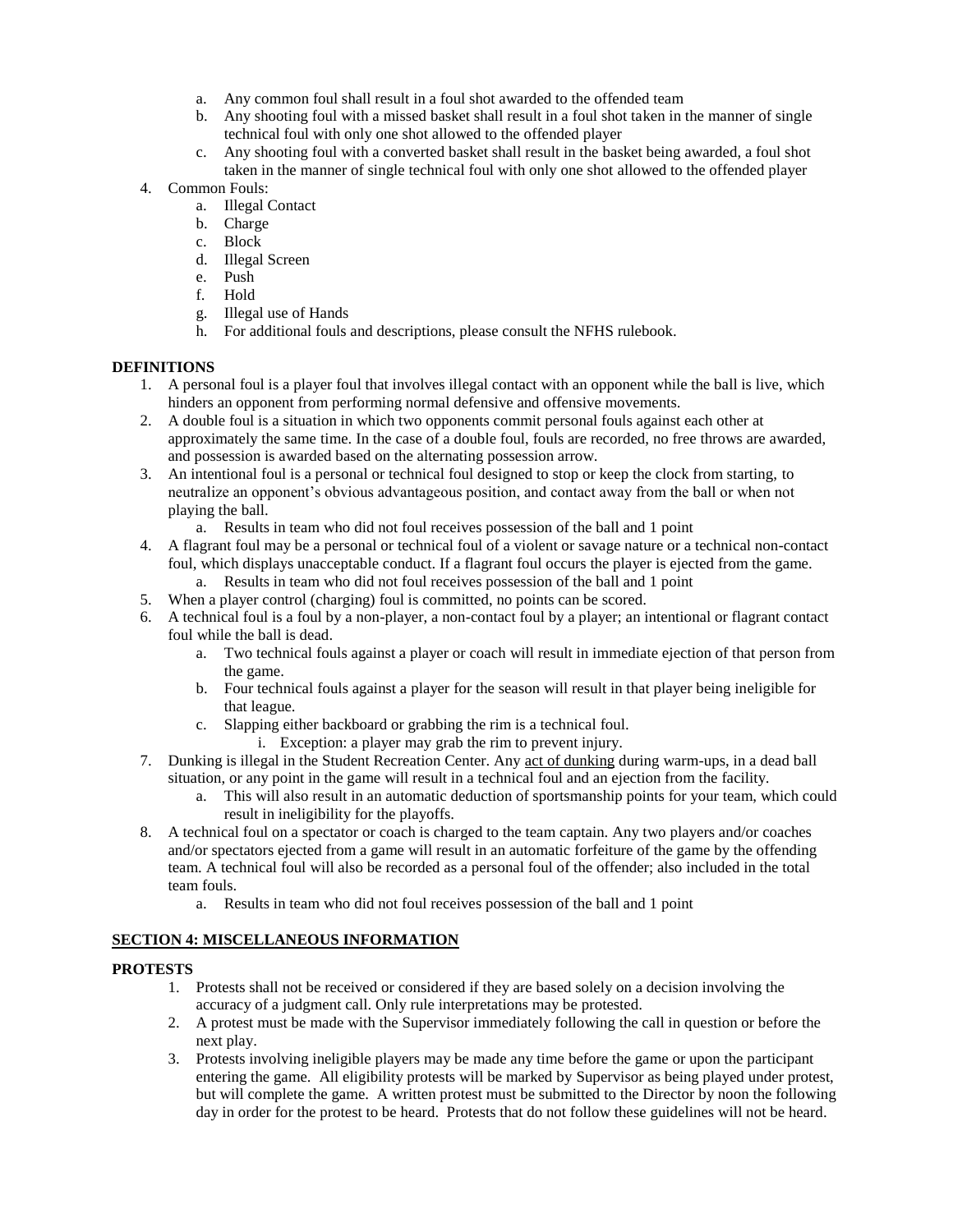a. Any common foul shall result in a foul shot awarded to the offended team
   b. Any shooting foul with a missed basket shall result in a foul shot taken in the manner of single technical foul with only one shot allowed to the offended player
   c. Any shooting foul with a converted basket shall result in the basket being awarded, a foul shot taken in the manner of single technical foul with only one shot allowed to the offended player

4. Common Fouls:
   a. Illegal Contact
   b. Charge
   c. Block
   d. Illegal Screen
   e. Push
   f. Hold
   g. Illegal use of Hands
   h. For additional fouls and descriptions, please consult the NFHS rulebook.

**DEFINITIONS**

1. A personal foul is a player foul that involves illegal contact with an opponent while the ball is live, which hinders an opponent from performing normal defensive and offensive movements.
2. A double foul is a situation in which two opponents commit personal fouls against each other at approximately the same time. In the case of a double foul, fouls are recorded, no free throws are awarded, and possession is awarded based on the alternating possession arrow.
3. An intentional foul is a personal or technical foul designed to stop or keep the clock from starting, to neutralize an opponent's obvious advantageous position, and contact away from the ball or when not playing the ball.
   a. Results in team who did not foul receives possession of the ball and 1 point
4. A flagrant foul may be a personal or technical foul of a violent or savage nature or a technical non-contact foul, which displays unacceptable conduct. If a flagrant foul occurs the player is ejected from the game.
   a. Results in team who did not foul receives possession of the ball and 1 point
5. When a player control (charging) foul is committed, no points can be scored.
6. A technical foul is a foul by a non-player, a non-contact foul by a player; an intentional or flagrant contact foul while the ball is dead.
   a. Two technical fouls against a player or coach will result in immediate ejection of that person from the game.
   b. Four technical fouls against a player for the season will result in that player being ineligible for that league.
   c. Slapping either backboard or grabbing the rim is a technical foul.
      i. Exception: a player may grab the rim to prevent injury.
7. Dunking is illegal in the Student Recreation Center. Any act of dunking during warm-ups, in a dead ball situation, or any point in the game will result in a technical foul and an ejection from the facility.
   a. This will also result in an automatic deduction of sportsmanship points for your team, which could result in ineligibility for the playoffs.
8. A technical foul on a spectator or coach is charged to the team captain. Any two players and/or coaches and/or spectators ejected from a game will result in an automatic forfeiture of the game by the offending team. A technical foul will also be recorded as a personal foul of the offender; also included in the total team fouls.
   a. Results in team who did not foul receives possession of the ball and 1 point

## SECTION 4: MISCELLANEOUS INFORMATION

**PROTESTS**

1. Protests shall not be received or considered if they are based solely on a decision involving the accuracy of a judgment call. Only rule interpretations may be protested.
2. A protest must be made with the Supervisor immediately following the call in question or before the next play.
3. Protests involving ineligible players may be made any time before the game or upon the participant entering the game. All eligibility protests will be marked by Supervisor as being played under protest, but will complete the game. A written protest must be submitted to the Director by noon the following day in order for the protest to be heard. Protests that do not follow these guidelines will not be heard.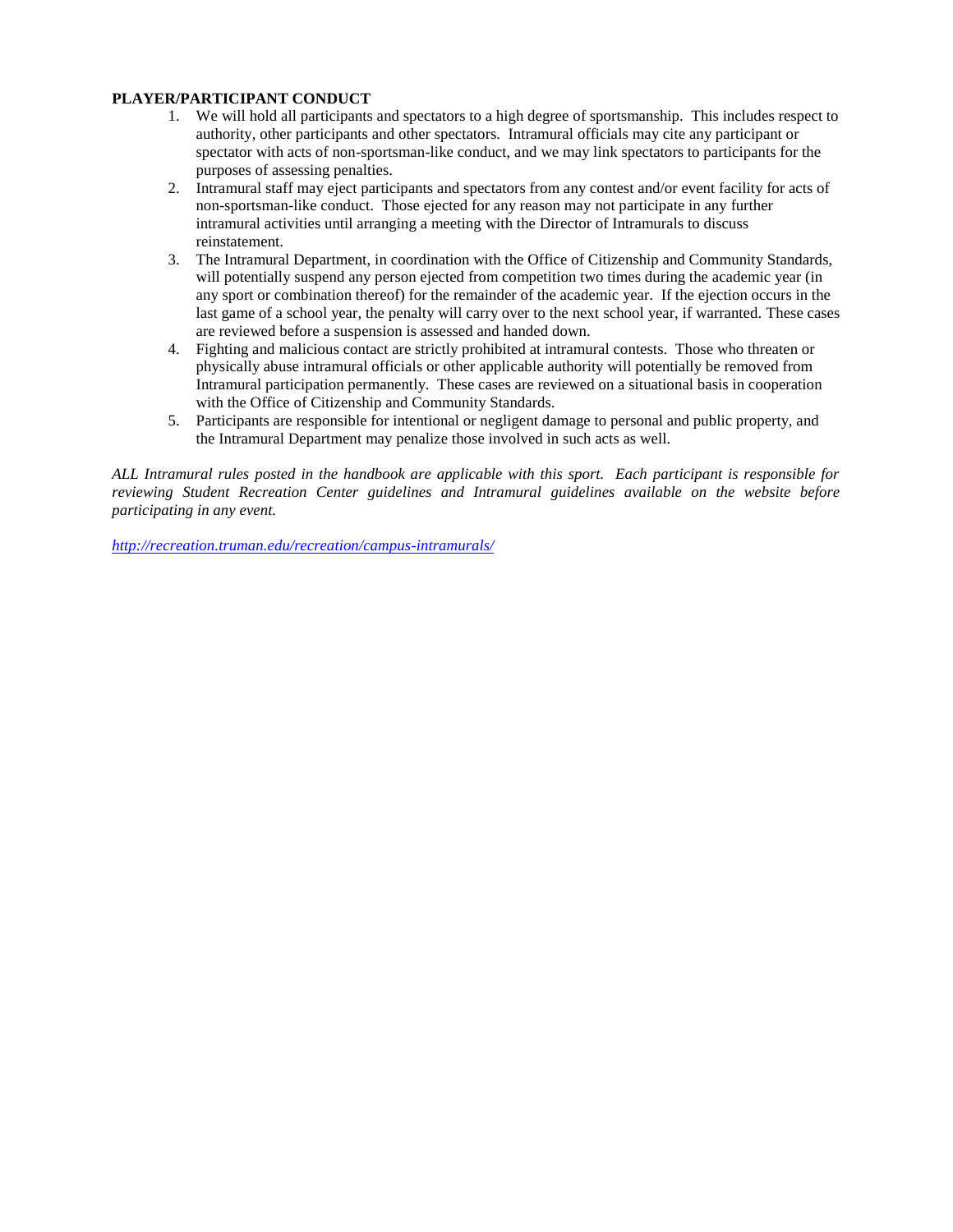**PLAYER/PARTICIPANT CONDUCT**

1. We will hold all participants and spectators to a high degree of sportsmanship. This includes respect to authority, other participants and other spectators. Intramural officials may cite any participant or spectator with acts of non-sportsman-like conduct, and we may link spectators to participants for the purposes of assessing penalties.
2. Intramural staff may eject participants and spectators from any contest and/or event facility for acts of non-sportsman-like conduct. Those ejected for any reason may not participate in any further intramural activities until arranging a meeting with the Director of Intramurals to discuss reinstatement.
3. The Intramural Department, in coordination with the Office of Citizenship and Community Standards, will potentially suspend any person ejected from competition two times during the academic year (in any sport or combination thereof) for the remainder of the academic year. If the ejection occurs in the last game of a school year, the penalty will carry over to the next school year, if warranted. These cases are reviewed before a suspension is assessed and handed down.
4. Fighting and malicious contact are strictly prohibited at intramural contests. Those who threaten or physically abuse intramural officials or other applicable authority will potentially be removed from Intramural participation permanently. These cases are reviewed on a situational basis in cooperation with the Office of Citizenship and Community Standards.
5. Participants are responsible for intentional or negligent damage to personal and public property, and the Intramural Department may penalize those involved in such acts as well.

*ALL Intramural rules posted in the handbook are applicable with this sport. Each participant is responsible for reviewing Student Recreation Center guidelines and Intramural guidelines available on the website before participating in any event.*

*http://recreation.truman.edu/recreation/campus-intramurals/*